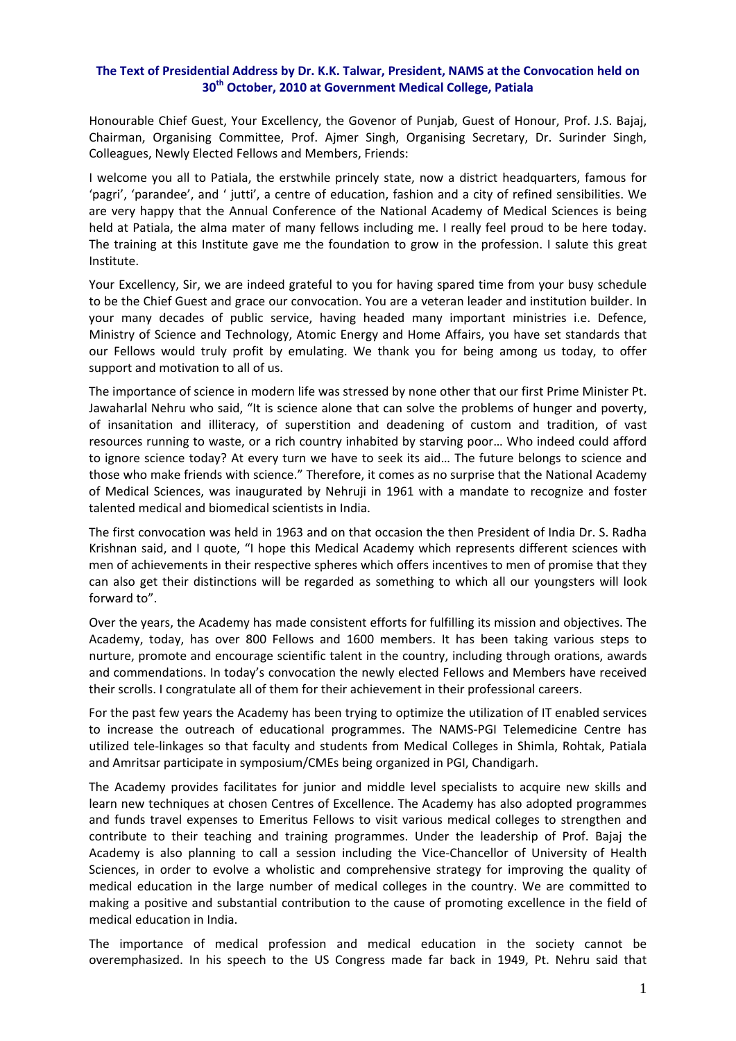**The Text of Presidential Address by Dr. K.K. Talwar, President, NAMS at the Convocation held on 30th October, 2010 at Government Medical College, Patiala**

Honourable Chief Guest, Your Excellency, the Govenor of Punjab, Guest of Honour, Prof. J.S. Bajaj, Chairman, Organising Committee, Prof. Ajmer Singh, Organising Secretary, Dr. Surinder Singh, Colleagues, Newly Elected Fellows and Members, Friends:

I welcome you all to Patiala, the erstwhile princely state, now a district headquarters, famous for 'pagri', 'parandee', and ' jutti', a centre of education, fashion and a city of refined sensibilities. We are very happy that the Annual Conference of the National Academy of Medical Sciences is being held at Patiala, the alma mater of many fellows including me. I really feel proud to be here today. The training at this Institute gave me the foundation to grow in the profession. I salute this great Institute.

Your Excellency, Sir, we are indeed grateful to you for having spared time from your busy schedule to be the Chief Guest and grace our convocation. You are a veteran leader and institution builder. In your many decades of public service, having headed many important ministries i.e. Defence, Ministry of Science and Technology, Atomic Energy and Home Affairs, you have set standards that our Fellows would truly profit by emulating. We thank you for being among us today, to offer support and motivation to all of us.

The importance of science in modern life was stressed by none other that our first Prime Minister Pt. Jawaharlal Nehru who said, "It is science alone that can solve the problems of hunger and poverty, of insanitation and illiteracy, of superstition and deadening of custom and tradition, of vast resources running to waste, or a rich country inhabited by starving poor… Who indeed could afford to ignore science today? At every turn we have to seek its aid… The future belongs to science and those who make friends with science." Therefore, it comes as no surprise that the National Academy of Medical Sciences, was inaugurated by Nehruji in 1961 with a mandate to recognize and foster talented medical and biomedical scientists in India.

The first convocation was held in 1963 and on that occasion the then President of India Dr. S. Radha Krishnan said, and I quote, "I hope this Medical Academy which represents different sciences with men of achievements in their respective spheres which offers incentives to men of promise that they can also get their distinctions will be regarded as something to which all our youngsters will look forward to".

Over the years, the Academy has made consistent efforts for fulfilling its mission and objectives. The Academy, today, has over 800 Fellows and 1600 members. It has been taking various steps to nurture, promote and encourage scientific talent in the country, including through orations, awards and commendations. In today's convocation the newly elected Fellows and Members have received their scrolls. I congratulate all of them for their achievement in their professional careers.

For the past few years the Academy has been trying to optimize the utilization of IT enabled services to increase the outreach of educational programmes. The NAMS-PGI Telemedicine Centre has utilized tele-linkages so that faculty and students from Medical Colleges in Shimla, Rohtak, Patiala and Amritsar participate in symposium/CMEs being organized in PGI, Chandigarh.

The Academy provides facilitates for junior and middle level specialists to acquire new skills and learn new techniques at chosen Centres of Excellence. The Academy has also adopted programmes and funds travel expenses to Emeritus Fellows to visit various medical colleges to strengthen and contribute to their teaching and training programmes. Under the leadership of Prof. Bajaj the Academy is also planning to call a session including the Vice-Chancellor of University of Health Sciences, in order to evolve a wholistic and comprehensive strategy for improving the quality of medical education in the large number of medical colleges in the country. We are committed to making a positive and substantial contribution to the cause of promoting excellence in the field of medical education in India.

The importance of medical profession and medical education in the society cannot be overemphasized. In his speech to the US Congress made far back in 1949, Pt. Nehru said that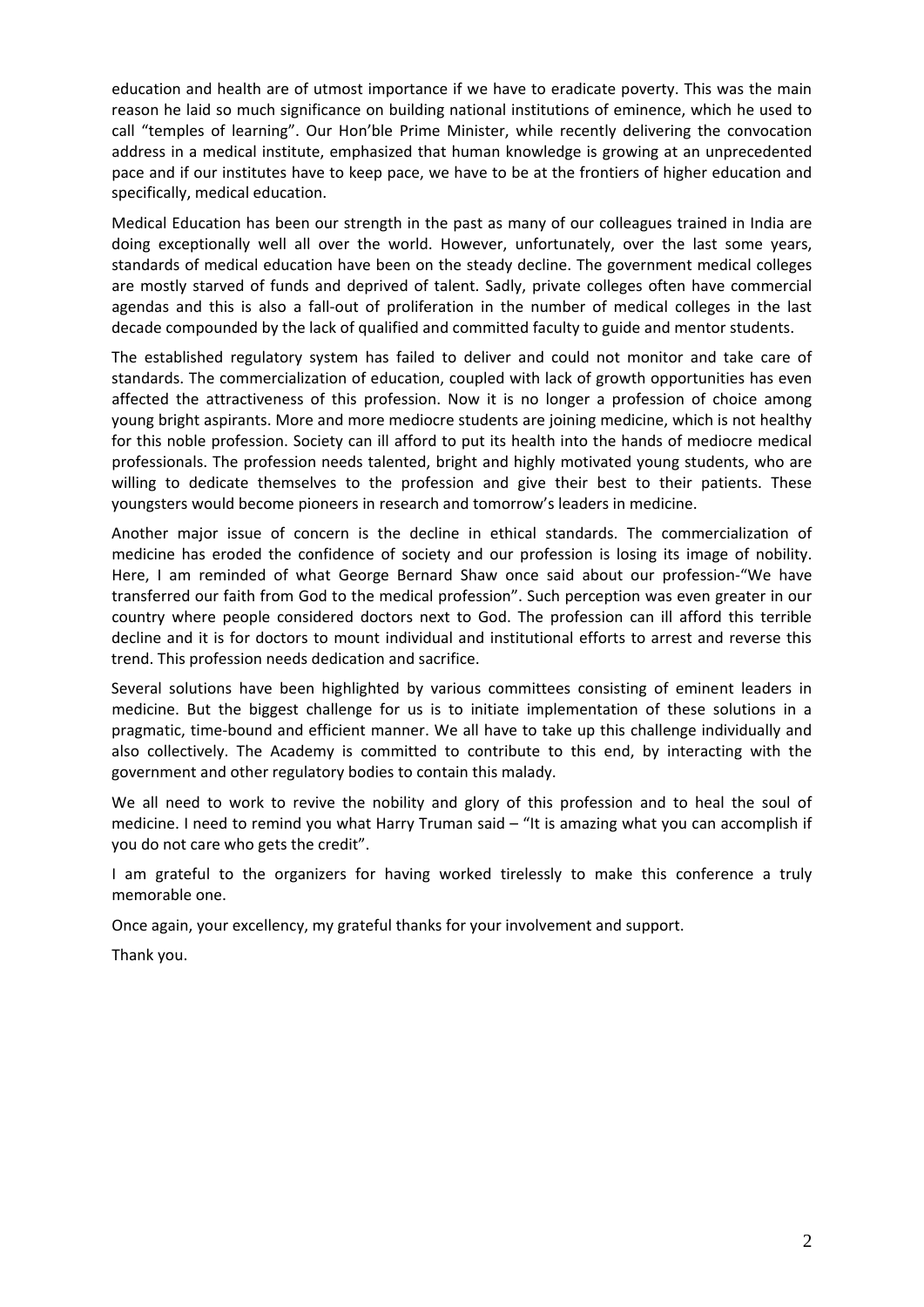education and health are of utmost importance if we have to eradicate poverty. This was the main reason he laid so much significance on building national institutions of eminence, which he used to call "temples of learning". Our Hon'ble Prime Minister, while recently delivering the convocation address in a medical institute, emphasized that human knowledge is growing at an unprecedented pace and if our institutes have to keep pace, we have to be at the frontiers of higher education and specifically, medical education.

Medical Education has been our strength in the past as many of our colleagues trained in India are doing exceptionally well all over the world. However, unfortunately, over the last some years, standards of medical education have been on the steady decline. The government medical colleges are mostly starved of funds and deprived of talent. Sadly, private colleges often have commercial agendas and this is also a fall-out of proliferation in the number of medical colleges in the last decade compounded by the lack of qualified and committed faculty to guide and mentor students.

The established regulatory system has failed to deliver and could not monitor and take care of standards. The commercialization of education, coupled with lack of growth opportunities has even affected the attractiveness of this profession. Now it is no longer a profession of choice among young bright aspirants. More and more mediocre students are joining medicine, which is not healthy for this noble profession. Society can ill afford to put its health into the hands of mediocre medical professionals. The profession needs talented, bright and highly motivated young students, who are willing to dedicate themselves to the profession and give their best to their patients. These youngsters would become pioneers in research and tomorrow's leaders in medicine.

Another major issue of concern is the decline in ethical standards. The commercialization of medicine has eroded the confidence of society and our profession is losing its image of nobility. Here, I am reminded of what George Bernard Shaw once said about our profession-"We have transferred our faith from God to the medical profession". Such perception was even greater in our country where people considered doctors next to God. The profession can ill afford this terrible decline and it is for doctors to mount individual and institutional efforts to arrest and reverse this trend. This profession needs dedication and sacrifice.

Several solutions have been highlighted by various committees consisting of eminent leaders in medicine. But the biggest challenge for us is to initiate implementation of these solutions in a pragmatic, time-bound and efficient manner. We all have to take up this challenge individually and also collectively. The Academy is committed to contribute to this end, by interacting with the government and other regulatory bodies to contain this malady.

We all need to work to revive the nobility and glory of this profession and to heal the soul of medicine. I need to remind you what Harry Truman said – "It is amazing what you can accomplish if you do not care who gets the credit".

I am grateful to the organizers for having worked tirelessly to make this conference a truly memorable one.

Once again, your excellency, my grateful thanks for your involvement and support.

Thank you.